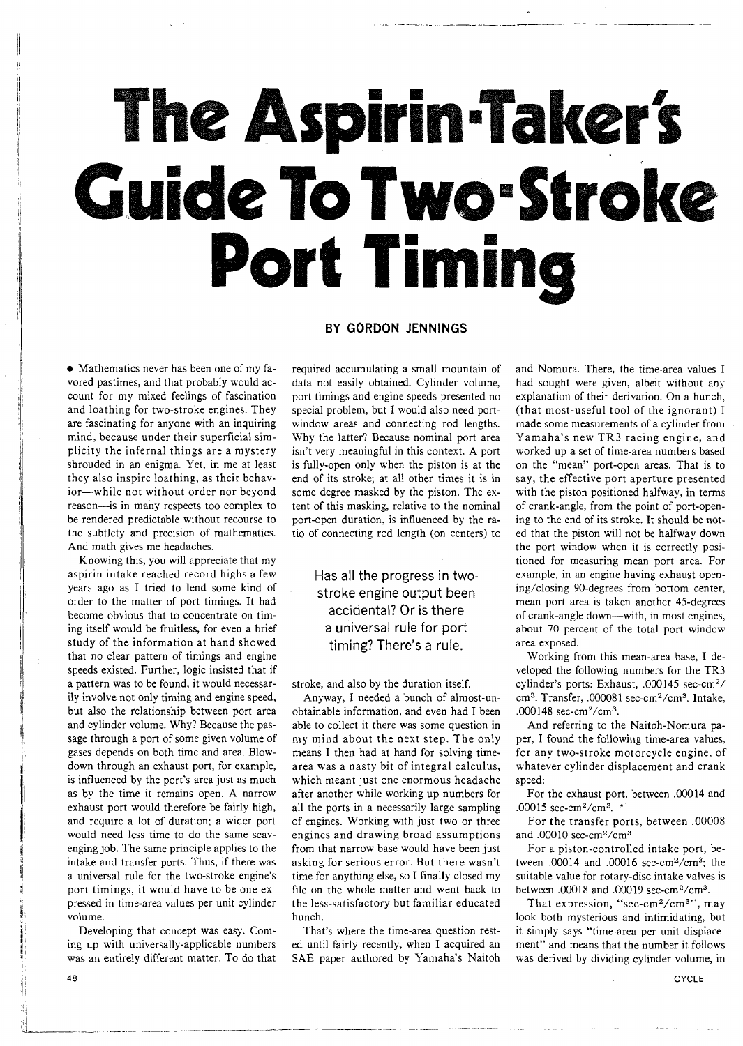# The Aspirin-Taker's Guide To Two-Stroke Port Timing

**BY GORDON JENNINGS**

Has all the progress in two-stroke engine output been accidental? Or is there a universal rule for port timing? There's a rule.

• Mathematics never has been one of my favored pastimes, and that probably would account for my mixed feelings of fascination and loathing for two-stroke engines. They are fascinating for anyone with an inquiring mind, because under their superficial simplicity the infernal things are a mystery shrouded in an enigma. Yet, in me at least they also inspire loathing, as their behavior—while not without order nor beyond reason—is in many respects too complex to be rendered predictable without recourse to the subtlety and precision of mathematics. And math gives me headaches.

Knowing this, you will appreciate that my aspirin intake reached record highs a few years ago as I tried to lend some kind of order to the matter of port timings. It had become obvious that to concentrate on timing itself would be fruitless, for even a brief study of the information at hand showed that no clear pattern of timings and engine speeds existed. Further, logic insisted that if a pattern was to be found, it would necessarily involve not only timing and engine speed, but also the relationship between port area and cylinder volume. Why? Because the passage through a port of some given volume of gases depends on both time and area. Blowdown through an exhaust port, for example, is influenced by the port's area just as much as by the time it remains open. A narrow exhaust port would therefore be fairly high, and require a lot of duration; a wider port would need less time to do the same scavenging job. The same principle applies to the intake and transfer ports. Thus, if there was a universal rule for the two-stroke engine's port timings, it would have to be one expressed in time-area values per unit cylinder volume.

Developing that concept was easy. Coming up with universally-applicable numbers was an entirely different matter. To do that required accumulating a small mountain of data not easily obtained. Cylinder volume, port timings and engine speeds presented no special problem, but I would also need port-window areas and connecting rod lengths. Why the latter? Because nominal port area isn't very meaningful in this context. A port is fully-open only when the piston is at the end of its stroke; at all other times it is in some degree masked by the piston. The extent of this masking, relative to the nominal port-open duration, is influenced by the ratio of connecting rod length (on centers) to stroke, and also by the duration itself.

Anyway, I needed a bunch of almost-unobtainable information, and even had I been able to collect it there was some question in my mind about the next step. The only means I then had at hand for solving time-area was a nasty bit of integral calculus, which meant just one enormous headache after another while working up numbers for all the ports in a necessarily large sampling of engines. Working with just two or three engines and drawing broad assumptions from that narrow base would have been just asking for serious error. But there wasn't time for anything else, so I finally closed my file on the whole matter and went back to the less-satisfactory but familiar educated hunch.

That's where the time-area question rested until fairly recently, when I acquired an SAE paper authored by Yamaha's Naitoh and Nomura. There, the time-area values I had sought were given, albeit without any explanation of their derivation. On a hunch, (that most-useful tool of the ignorant) I made some measurements of a cylinder from Yamaha's new TR3 racing engine, and worked up a set of time-area numbers based on the "mean" port-open areas. That is to say, the effective port aperture presented with the piston positioned halfway, in terms of crank-angle, from the point of port-opening to the end of its stroke. It should be noted that the piston will not be halfway down the port window when it is correctly positioned for measuring mean port area. For example, in an engine having exhaust opening/closing 90-degrees from bottom center, mean port area is taken another 45-degrees of crank-angle down—with, in most engines, about 70 percent of the total port window area exposed.

Working from this mean-area base, I developed the following numbers for the TR3 cylinder's ports: Exhaust, .000145 sec-cm²/cm³. Transfer, .000081 sec-cm²/cm³. Intake, .000148 sec-cm²/cm³.

And referring to the Naitoh-Nomura paper, I found the following time-area values, for any two-stroke motorcycle engine, of whatever cylinder displacement and crank speed:

For the exhaust port, between .00014 and .00015 sec-cm²/cm³.

For the transfer ports, between .00008 and .00010 sec-cm²/cm³

For a piston-controlled intake port, between .00014 and .00016 sec-cm²/cm³; the suitable value for rotary-disc intake valves is between .00018 and .00019 sec-cm²/cm³.

That expression, "sec-cm²/cm³", may look both mysterious and intimidating, but it simply says "time-area per unit displacement" and means that the number it follows was derived by dividing cylinder volume, in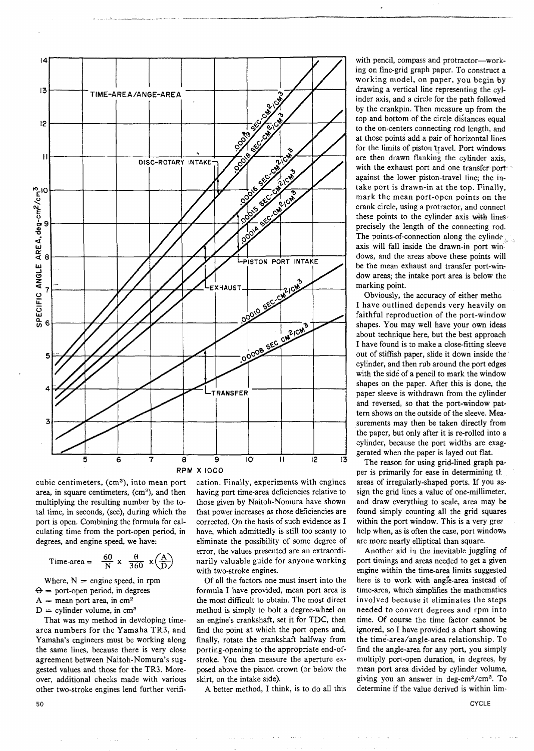cubic centimeters, (cm³), into mean port area, in square centimeters, (cm²), and then multiplying the resulting number by the total time, in seconds, (sec), during which the port is open. Combining the formula for calculating time from the port-open period, in degrees, and engine speed, we have:

$$\text{Time-area} = \frac{60}{N} \times \frac{\theta}{360} \times \left(\frac{A}{D}\right)$$

Where, $N$ = engine speed, in rpm
$\theta$ = port-open period, in degrees
$A$ = mean port area, in $cm^2$
$D$ = cylinder volume, in $cm^3$

That was my method in developing time-area numbers for the Yamaha TR3, and Yamaha's engineers must be working along the same lines, because there is very close agreement between Naitoh-Nomura's suggested values and those for the TR3. Moreover, additional checks made with various other two-stroke engines lend further verification. Finally, experiments with engines having port time-area deficiencies relative to those given by Naitoh-Nomura have shown that power increases as those deficiencies are corrected. On the basis of such evidence as I have, which admittedly is still too scanty to eliminate the possibility of some degree of error, the values presented are an extraordinarily valuable guide for anyone working with two-stroke engines.

Of all the factors one must insert into the formula I have provided, mean port area is the most difficult to obtain. The most direct method is simply to bolt a degree-wheel on an engine's crankshaft, set it for TDC, then find the point at which the port opens and, finally, rotate the crankshaft halfway from porting-opening to the appropriate end-of-stroke. You then measure the aperture exposed above the piston crown (or below the skirt, on the intake side).

A better method, I think, is to do all this with pencil, compass and protractor—working on fine-grid graph paper. To construct a working model, on paper, you begin by drawing a vertical line representing the cylinder axis, and a circle for the path followed by the crankpin. Then measure up from the top and bottom of the circle distances equal to the on-centers connecting rod length, and at those points add a pair of horizontal lines for the limits of piston travel. Port windows are then drawn flanking the cylinder axis, with the exhaust port and one transfer port against the lower piston-travel line; the intake port is drawn-in at the top. Finally, mark the mean port-open points on the crank circle, using a protractor, and connect these points to the cylinder axis with lines precisely the length of the connecting rod. The points-of-connection along the cylinder axis will fall inside the drawn-in port windows, and the areas above these points will be the mean exhaust and transfer port-window areas; the intake port area is below the marking point.

Obviously, the accuracy of either method I have outlined depends very heavily on faithful reproduction of the port-window shapes. You may well have your own ideas about technique here, but the best approach I have found is to make a close-fitting sleeve out of stiffish paper, slide it down inside the cylinder, and then rub around the port edges with the side of a pencil to mark the window shapes on the paper. After this is done, the paper sleeve is withdrawn from the cylinder and reversed, so that the port-window pattern shows on the outside of the sleeve. Measurements may then be taken directly from the paper, but only after it is re-rolled into a cylinder, because the port widths are exaggerated when the paper is layed out flat.

The reason for using grid-lined graph paper is primarily for ease in determining the areas of irregularly-shaped ports. If you assign the grid lines a value of one-millimeter, and draw everything to scale, area may be found simply counting all the grid squares within the port window. This is a very great help when, as is often the case, port windows are more nearly elliptical than square.

Another aid in the inevitable juggling of port timings and areas needed to get a given engine within the time-area limits suggested here is to work with angle-area instead of time-area, which simplifies the mathematics involved because it eliminates the steps needed to convert degrees and rpm into time. Of course the time factor cannot be ignored, so I have provided a chart showing the time-area/angle-area relationship. To find the angle-area for any port, you simply multiply port-open duration, in degrees, by mean port area divided by cylinder volume, giving you an answer in deg-cm²/cm³. To determine if the value derived is within lim-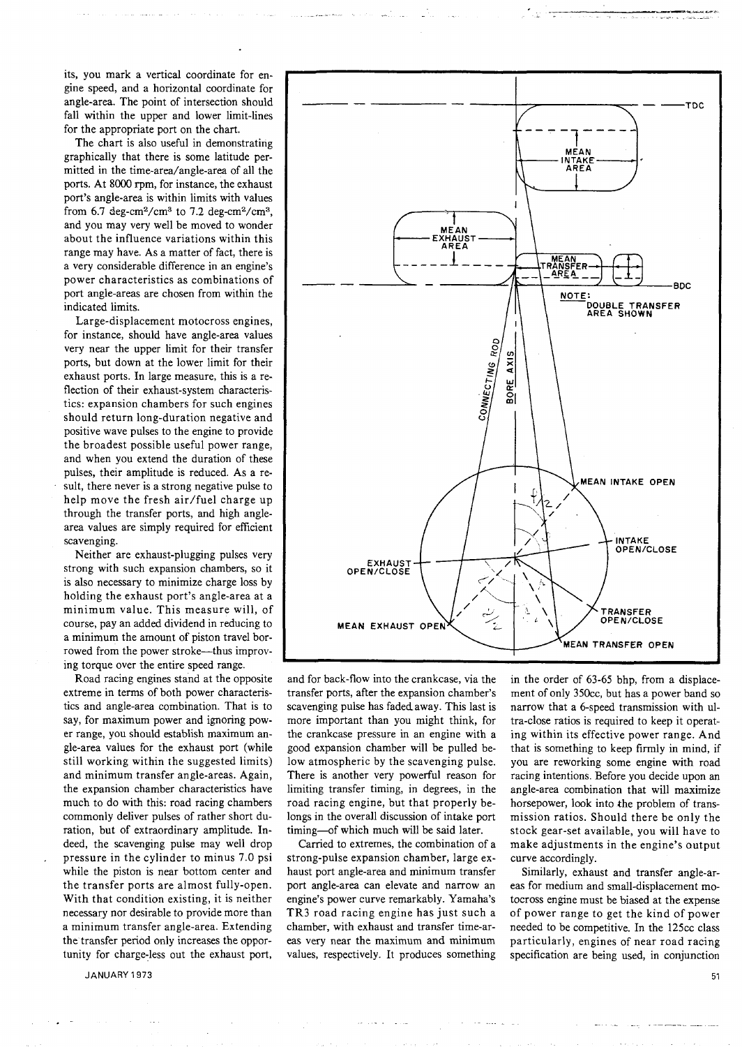its, you mark a vertical coordinate for engine speed, and a horizontal coordinate for angle-area. The point of intersection should fall within the upper and lower limit-lines for the appropriate port on the chart.

The chart is also useful in demonstrating graphically that there is some latitude permitted in the time-area/angle-area of all the ports. At 8000 rpm, for instance, the exhaust port's angle-area is within limits with values from 6.7 deg-cm²/cm³ to 7.2 deg-cm²/cm³, and you may very well be moved to wonder about the influence variations within this range may have. As a matter of fact, there is a very considerable difference in an engine's power characteristics as combinations of port angle-areas are chosen from within the indicated limits.

Large-displacement motocross engines, for instance, should have angle-area values very near the upper limit for their transfer ports, but down at the lower limit for their exhaust ports. In large measure, this is a reflection of their exhaust-system characteristics: expansion chambers for such engines should return long-duration negative and positive wave pulses to the engine to provide the broadest possible useful power range, and when you extend the duration of these pulses, their amplitude is reduced. As a result, there never is a strong negative pulse to help move the fresh air/fuel charge up through the transfer ports, and high angle-area values are simply required for efficient scavenging.

Neither are exhaust-plugging pulses very strong with such expansion chambers, so it is also necessary to minimize charge loss by holding the exhaust port's angle-area at a minimum value. This measure will, of course, pay an added dividend in reducing to a minimum the amount of piston travel borrowed from the power stroke—thus improving torque over the entire speed range.

Road racing engines stand at the opposite extreme in terms of both power characteristics and angle-area combination. That is to say, for maximum power and ignoring power range, you should establish maximum angle-area values for the exhaust port (while still working within the suggested limits) and minimum transfer angle-areas. Again, the expansion chamber characteristics have much to do with this: road racing chambers commonly deliver pulses of rather short duration, but of extraordinary amplitude. Indeed, the scavenging pulse may well drop pressure in the cylinder to minus 7.0 psi while the piston is near bottom center and the transfer ports are almost fully-open. With that condition existing, it is neither necessary nor desirable to provide more than a minimum transfer angle-area. Extending the transfer period only increases the opportunity for charge-loss out the exhaust port, and for back-flow into the crankcase, via the transfer ports, after the expansion chamber's scavenging pulse has faded away. This last is more important than you might think, for the crankcase pressure in an engine with a good expansion chamber will be pulled below atmospheric by the scavenging pulse. There is another very powerful reason for limiting transfer timing, in degrees, in the road racing engine, but that properly belongs in the overall discussion of intake port timing—of which much will be said later.

Carried to extremes, the combination of a strong-pulse expansion chamber, large exhaust port angle-area and minimum transfer port angle-area can elevate and narrow an engine's power curve remarkably. Yamaha's TR3 road racing engine has just such a chamber, with exhaust and transfer time-areas very near the maximum and minimum values, respectively. It produces something in the order of 63-65 bhp, from a displacement of only 350cc, but has a power band so narrow that a 6-speed transmission with ultra-close ratios is required to keep it operating within its effective power range. And that is something to keep firmly in mind, if you are reworking some engine with road racing intentions. Before you decide upon an angle-area combination that will maximize horsepower, look into the problem of transmission ratios. Should there be only the stock gear-set available, you will have to make adjustments in the engine's output curve accordingly.

Similarly, exhaust and transfer angle-areas for medium and small-displacement motocross engine must be biased at the expense of power range to get the kind of power needed to be competitive. In the 125cc class particularly, engines of near road racing specification are being used, in conjunction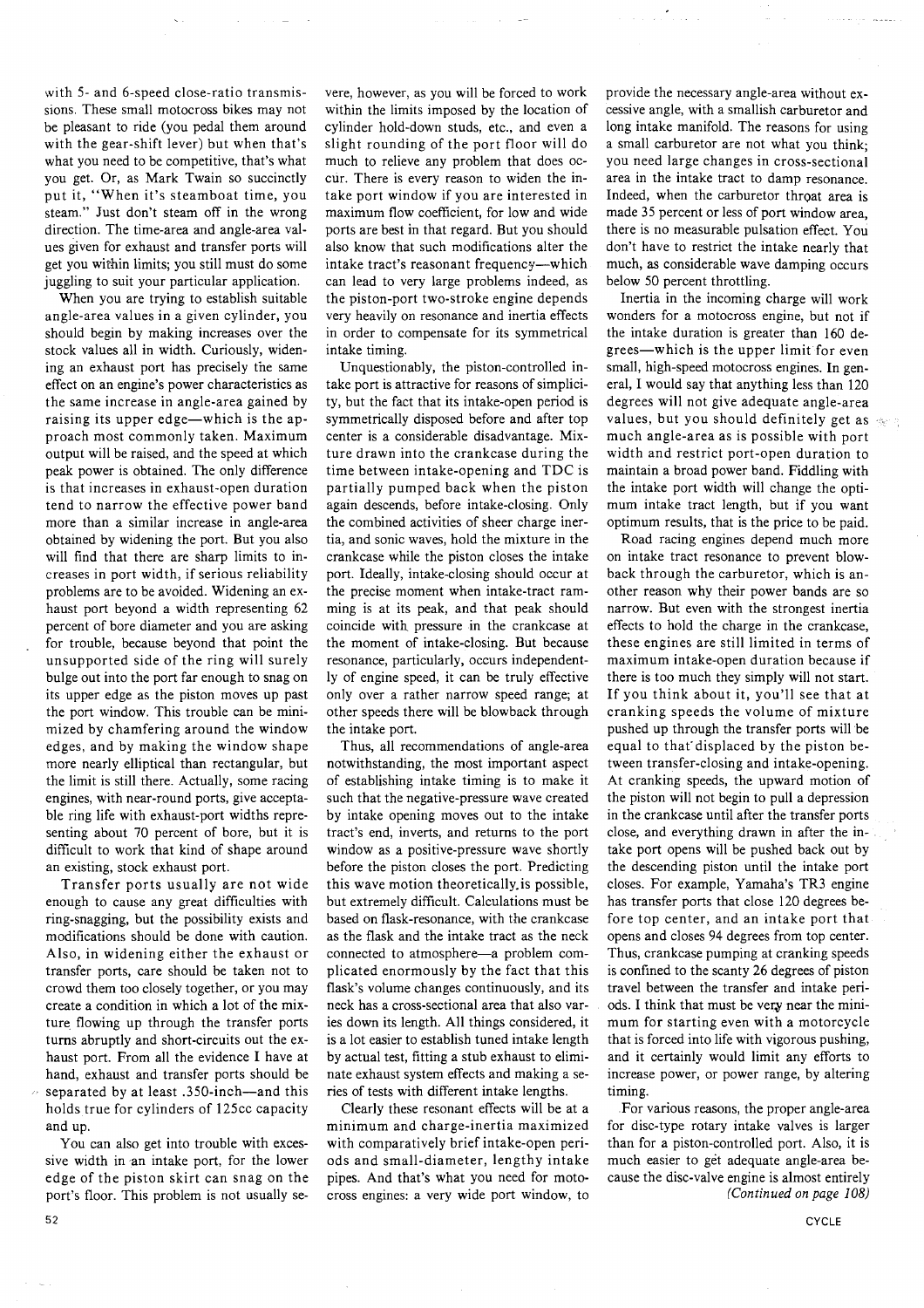with 5- and 6-speed close-ratio transmissions. These small motocross bikes may not be pleasant to ride (you pedal them around with the gear-shift lever) but when that's what you need to be competitive, that's what you get. Or, as Mark Twain so succinctly put it, "When it's steamboat time, you steam." Just don't steam off in the wrong direction. The time-area and angle-area values given for exhaust and transfer ports will get you within limits; you still must do some juggling to suit your particular application.

When you are trying to establish suitable angle-area values in a given cylinder, you should begin by making increases over the stock values all in width. Curiously, widening an exhaust port has precisely the same effect on an engine's power characteristics as the same increase in angle-area gained by raising its upper edge—which is the approach most commonly taken. Maximum output will be raised, and the speed at which peak power is obtained. The only difference is that increases in exhaust-open duration tend to narrow the effective power band more than a similar increase in angle-area obtained by widening the port. But you also will find that there are sharp limits to increases in port width, if serious reliability problems are to be avoided. Widening an exhaust port beyond a width representing 62 percent of bore diameter and you are asking for trouble, because beyond that point the unsupported side of the ring will surely bulge out into the port far enough to snag on its upper edge as the piston moves up past the port window. This trouble can be minimized by chamfering around the window edges, and by making the window shape more nearly elliptical than rectangular, but the limit is still there. Actually, some racing engines, with near-round ports, give acceptable ring life with exhaust-port widths representing about 70 percent of bore, but it is difficult to work that kind of shape around an existing, stock exhaust port.

Transfer ports usually are not wide enough to cause any great difficulties with ring-snagging, but the possibility exists and modifications should be done with caution. Also, in widening either the exhaust or transfer ports, care should be taken not to crowd them too closely together, or you may create a condition in which a lot of the mixture flowing up through the transfer ports turns abruptly and short-circuits out the exhaust port. From all the evidence I have at hand, exhaust and transfer ports should be separated by at least .350-inch—and this holds true for cylinders of 125cc capacity and up.

You can also get into trouble with excessive width in an intake port, for the lower edge of the piston skirt can snag on the port's floor. This problem is not usually severe, however, as you will be forced to work within the limits imposed by the location of cylinder hold-down studs, etc., and even a slight rounding of the port floor will do much to relieve any problem that does occur. There is every reason to widen the intake port window if you are interested in maximum flow coefficient, for low and wide ports are best in that regard. But you should also know that such modifications alter the intake tract's reasonant frequency—which can lead to very large problems indeed, as the piston-port two-stroke engine depends very heavily on resonance and inertia effects in order to compensate for its symmetrical intake timing.

Unquestionably, the piston-controlled intake port is attractive for reasons of simplicity, but the fact that its intake-open period is symmetrically disposed before and after top center is a considerable disadvantage. Mixture drawn into the crankcase during the time between intake-opening and TDC is partially pumped back when the piston again descends, before intake-closing. Only the combined activities of sheer charge inertia, and sonic waves, hold the mixture in the crankcase while the piston closes the intake port. Ideally, intake-closing should occur at the precise moment when intake-tract ramming is at its peak, and that peak should coincide with pressure in the crankcase at the moment of intake-closing. But because resonance, particularly, occurs independently of engine speed, it can be truly effective only over a rather narrow speed range; at other speeds there will be blowback through the intake port.

Thus, all recommendations of angle-area notwithstanding, the most important aspect of establishing intake timing is to make it such that the negative-pressure wave created by intake opening moves out to the intake tract's end, inverts, and returns to the port window as a positive-pressure wave shortly before the piston closes the port. Predicting this wave motion theoretically is possible, but extremely difficult. Calculations must be based on flask-resonance, with the crankcase as the flask and the intake tract as the neck connected to atmosphere—a problem complicated enormously by the fact that this flask's volume changes continuously, and its neck has a cross-sectional area that also varies down its length. All things considered, it is a lot easier to establish tuned intake length by actual test, fitting a stub exhaust to eliminate exhaust system effects and making a series of tests with different intake lengths.

Clearly these resonant effects will be at a minimum and charge-inertia maximized with comparatively brief intake-open periods and small-diameter, lengthy intake pipes. And that's what you need for motocross engines: a very wide port window, to provide the necessary angle-area without excessive angle, with a smallish carburetor and long intake manifold. The reasons for using a small carburetor are not what you think; you need large changes in cross-sectional area in the intake tract to damp resonance. Indeed, when the carburetor throat area is made 35 percent or less of port window area, there is no measurable pulsation effect. You don't have to restrict the intake nearly that much, as considerable wave damping occurs below 50 percent throttling.

Inertia in the incoming charge will work wonders for a motocross engine, but not if the intake duration is greater than 160 degrees—which is the upper limit for even small, high-speed motocross engines. In general, I would say that anything less than 120 degrees will not give adequate angle-area values, but you should definitely get as much angle-area as is possible with port width and restrict port-open duration to maintain a broad power band. Fiddling with the intake port width will change the optimum intake tract length, but if you want optimum results, that is the price to be paid.

Road racing engines depend much more on intake tract resonance to prevent blowback through the carburetor, which is another reason why their power bands are so narrow. But even with the strongest inertia effects to hold the charge in the crankcase, these engines are still limited in terms of maximum intake-open duration because if there is too much they simply will not start. If you think about it, you'll see that at cranking speeds the volume of mixture pushed up through the transfer ports will be equal to that displaced by the piston between transfer-closing and intake-opening. At cranking speeds, the upward motion of the piston will not begin to pull a depression in the crankcase until after the transfer ports close, and everything drawn in after the intake port opens will be pushed back out by the descending piston until the intake port closes. For example, Yamaha's TR3 engine has transfer ports that close 120 degrees before top center, and an intake port that opens and closes 94 degrees from top center. Thus, crankcase pumping at cranking speeds is confined to the scanty 26 degrees of piston travel between the transfer and intake periods. I think that must be very near the minimum for starting even with a motorcycle that is forced into life with vigorous pushing, and it certainly would limit any efforts to increase power, or power range, by altering timing.

For various reasons, the proper angle-area for disc-type rotary intake valves is larger than for a piston-controlled port. Also, it is much easier to get adequate angle-area because the disc-valve engine is almost entirely

*(Continued on page 108)*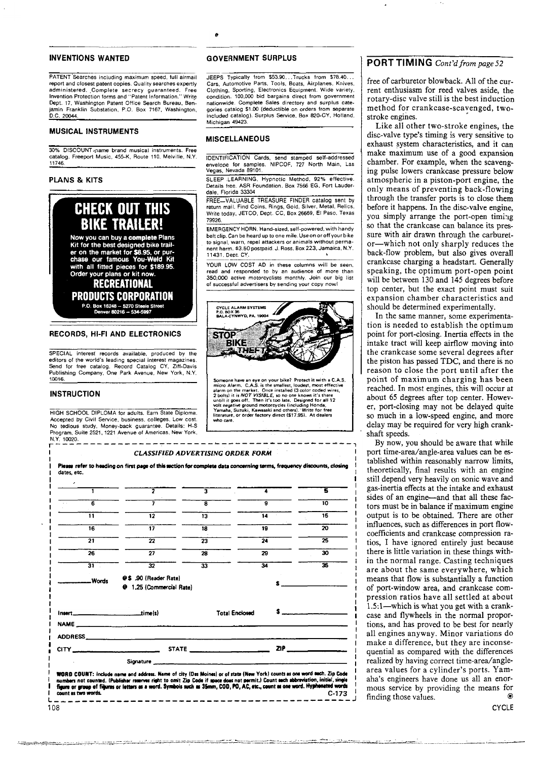## INVENTIONS WANTED

PATENT Searches including maximum speed, full airmail report and closest patent copies. Quality searches expertly administered. Complete secrecy guaranteed. Free Invention Protection forms and "Patent Information." Write Dept. 17, Washington Patent Office Search Bureau, Benjamin Franklin Substation, P.O. Box 7167, Washington, D.C. 20044.

## MUSICAL INSTRUMENTS

30% DISCOUNT name brand musical instruments. Free catalog. Freeport Music, 455-K, Route 110, Melville, N.Y. 11746.

## PLANS & KITS

**CHECK OUT THIS BIKE TRAILER!**

Now you can buy a **complete** Plans Kit for the best designed bike trailer on the market for $8.95, or purchase our famous You-Weld Kit with all fitted pieces for $189.95. Order your plans or kit now.

**RECREATIONAL PRODUCTS CORPORATION**

P.O. Box 16248 – 5270 Steele Street
Denver 80216 – 534-5997

## RECORDS, HI-FI AND ELECTRONICS

SPECIAL interest records available, produced by the editors of the world's leading special interest magazines. Send for free catalog. Record Catalog CY, Ziff-Davis Publishing Company, One Park Avenue, New York, N.Y. 10016.

## INSTRUCTION

HIGH SCHOOL DIPLOMA for adults. Earn State Diploma. Accepted by Civil Service, business, colleges. Low cost. No tedious study. Money-back guarantee. Details: H-S Program, Suite 2521, 1221 Avenue of Americas, New York, N.Y. 10020.

## GOVERNMENT SURPLUS

JEEPS Typically from $53.90...Trucks from $78.40... Cars, Automotive Parts, Tools, Boats, Airplanes, Knives, Clothing, Sporting, Electronics Equipment. Wide variety, condition. 100,000 bid bargains direct from government nationwide. Complete Sales directory and surplus categories catalog $1.00 (deductible on orders from separate included catalog). Surplus Service, Box 820-CY, Holland, Michigan 49423.

## MISCELLANEOUS

IDENTIFICATION Cards, send stamped self-addressed envelope for samples. NIPCOF, 727 North Main, Las Vegas, Nevada 89101.

SLEEP LEARNING. Hypnotic Method, 92% effective. Details free. ASR Foundation, Box 7566 EG, Fort Lauderdale, Florida 33304

FREE—VALUABLE TREASURE FINDER catalog sent by return mail. Find Coins, Rings, Gold, Silver, Metal, Relics. Write today, JETCO, Dept. CC, Box 26669, El Paso, Texas 79926.

EMERGENCY HORN. Hand-sized, self-powered, with handy belt clip. Can be heard up to one mile. Use on or off your bike to signal, warn, repel attackers or animals without permanent harm. $3.50 postpaid. J. Ross, Box 223, Jamaica, N.Y. 11431. Dept. CY.

YOUR LOW COST AD in these columns will be seen, read and responded to by an audience of more than 350,000 active motorcyclists monthly. Join our big list of successful advertisers by sending your copy now!

CYCLE ALARM SYSTEMS
P.O. BOX 36
BALA-CYNWYD, PA. 19004

**STOP BIKE THEFT**

Someone have an eye on your bike? Protect it with a C.A.S. micro Alarm. C.A.S. is the smallest, loudest, most effective alarm on the market. Once installed (3 color coded wires, 2 bolts) it is *NOT VISIBLE*, so no one knows it's there untill it goes off. Then it's too late. Designed for all 12 volt negative ground motorcycles (including Honda, Yamaha, Suzuki, Kawasaki and others). Write for free literature, or order factory direct ($17.95). At dealers who care.

### CLASSIFIED ADVERTISING ORDER FORM

**Please refer to heading on first page of this section for complete data concerning terms, frequency discounts, closing dates, etc.**

| | | | | |
|---|---|---|---|---|
| 1 | 2 | 3 | 4 | 5 |
| 6 | 7 | 8 | 9 | 10 |
| 11 | 12 | 13 | 14 | 15 |
| 16 | 17 | 18 | 19 | 20 |
| 21 | 22 | 23 | 24 | 25 |
| 26 | 27 | 28 | 29 | 30 |
| 31 | 32 | 33 | 34 | 35 |

_______ Words @ $ .90 (Reader Rate) @ 1.25 (Commercial Rate) $ _______

Insert _______ time(s) Total Enclosed $ _______

NAME _______

ADDRESS _______

CITY _______ STATE _______ ZIP _______

Signature _______

**WORD COUNT: Include name and address. Name of city (Des Moines) or of state (New York) counts as one word each. Zip Code numbers not counted. (Publisher reserves right to omit Zip Code if space does not permit.) Count each abbreviation, initial, single figure or group of figures or letters as a word. Symbols such as 35mm, COD, PO, AC, etc., count as one word. Hyphenated words count as two words.**

C-173

## PORT TIMING *Cont'd from page 52*

free of carburetor blowback. All of the current enthusiasm for reed valves aside, the rotary-disc valve still is the best induction method for crankcase-scavenged, two-stroke engines.

Like all other two-stroke engines, the disc-valve type's timing is very sensitive to exhaust system characteristics, and it can make maximum use of a good expansion chamber. For example, when the scavenging pulse lowers crankcase pressure below atmospheric in a piston-port engine, the only means of preventing back-flowing through the transfer ports is to close them before it happens. In the disc-valve engine, you simply arrange the port-open timing so that the crankcase can balance its pressure with air drawn through the carburetor—which not only sharply reduces the back-flow problem, but also gives overall crankcase charging a headstart. Generally speaking, the optimum port-open point will be between 130 and 145 degrees before top center, but the exact point must suit expansion chamber characteristics and should be determined experimentally.

In the same manner, some experimentation is needed to establish the optimum point for port-closing. Inertia effects in the intake tract will keep airflow moving into the crankcase some several degrees after the piston has passed TDC, and there is no reason to close the port until after the point of maximum charging has been reached. In most engines, this will occur at about 65 degrees after top center. However, port-closing may not be delayed quite so much in a low-speed engine, and more delay may be required for very high crankshaft speeds.

By now, you should be aware that while port time-area/angle-area values can be established within reasonably narrow limits, theoretically, final results with an engine still depend very heavily on sonic wave and gas-inertia effects at the intake and exhaust sides of an engine—and that all these factors must be in balance if maximum engine output is to be obtained. There are other influences, such as differences in port flow-coefficients and crankcase compression ratios, I have ignored entirely just because there is little variation in these things within the normal range. Casting techniques are about the same everywhere, which means that flow is substantially a function of port-window area, and crankcase compression ratios have all settled at about 1.5:1—which is what you get with a crankcase and flywheels in the normal proportions, and has proved to be best for nearly all engines anyway. Minor variations do make a difference, but they are inconsequential as compared with the differences realized by having correct time-area/angle-area values for a cylinder's ports. Yamaha's engineers have done us all an enormous service by providing the means for finding those values. ◉